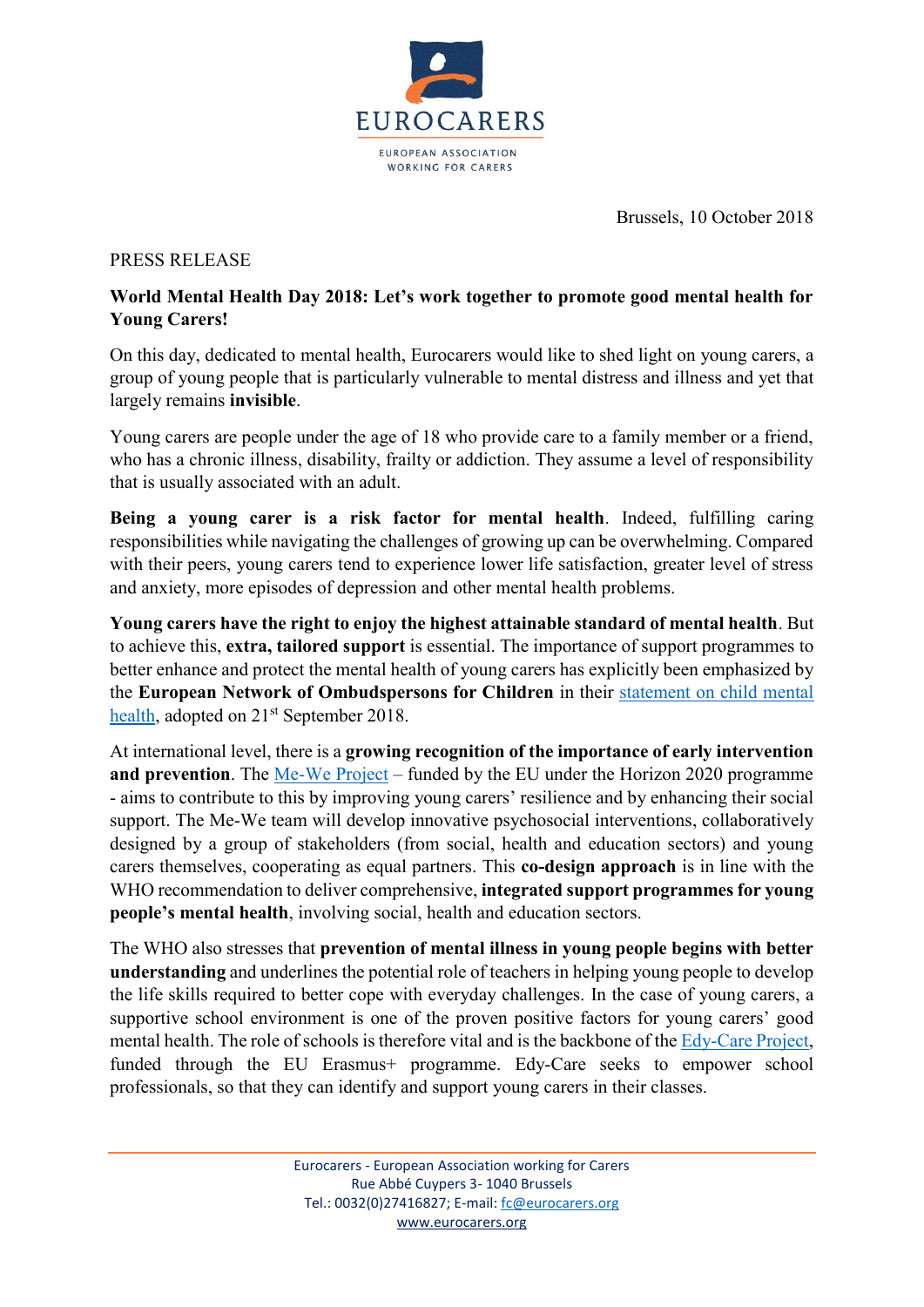EUROCARERS

EUROPEAN ASSOCIATION WORKING FOR CARERS

Brussels, 10 October 2018

PRESS RELEASE

**World Mental Health Day 2018: Let's work together to promote good mental health for Young Carers!**

On this day, dedicated to mental health, Eurocarers would like to shed light on young carers, a group of young people that is particularly vulnerable to mental distress and illness and yet that largely remains **invisible**.

Young carers are people under the age of 18 who provide care to a family member or a friend, who has a chronic illness, disability, frailty or addiction. They assume a level of responsibility that is usually associated with an adult.

**Being a young carer is a risk factor for mental health**. Indeed, fulfilling caring responsibilities while navigating the challenges of growing up can be overwhelming. Compared with their peers, young carers tend to experience lower life satisfaction, greater level of stress and anxiety, more episodes of depression and other mental health problems.

**Young carers have the right to enjoy the highest attainable standard of mental health**. But to achieve this, **extra, tailored support** is essential. The importance of support programmes to better enhance and protect the mental health of young carers has explicitly been emphasized by the **European Network of Ombudspersons for Children** in their statement on child mental health, adopted on 21st September 2018.

At international level, there is a **growing recognition of the importance of early intervention and prevention**. The Me-We Project – funded by the EU under the Horizon 2020 programme - aims to contribute to this by improving young carers' resilience and by enhancing their social support. The Me-We team will develop innovative psychosocial interventions, collaboratively designed by a group of stakeholders (from social, health and education sectors) and young carers themselves, cooperating as equal partners. This **co-design approach** is in line with the WHO recommendation to deliver comprehensive, **integrated support programmes for young people's mental health**, involving social, health and education sectors.

The WHO also stresses that **prevention of mental illness in young people begins with better understanding** and underlines the potential role of teachers in helping young people to develop the life skills required to better cope with everyday challenges. In the case of young carers, a supportive school environment is one of the proven positive factors for young carers' good mental health. The role of schools is therefore vital and is the backbone of the Edy-Care Project, funded through the EU Erasmus+ programme. Edy-Care seeks to empower school professionals, so that they can identify and support young carers in their classes.

Eurocarers - European Association working for Carers
Rue Abbé Cuypers 3- 1040 Brussels
Tel.: 0032(0)27416827; E-mail: fc@eurocarers.org
www.eurocarers.org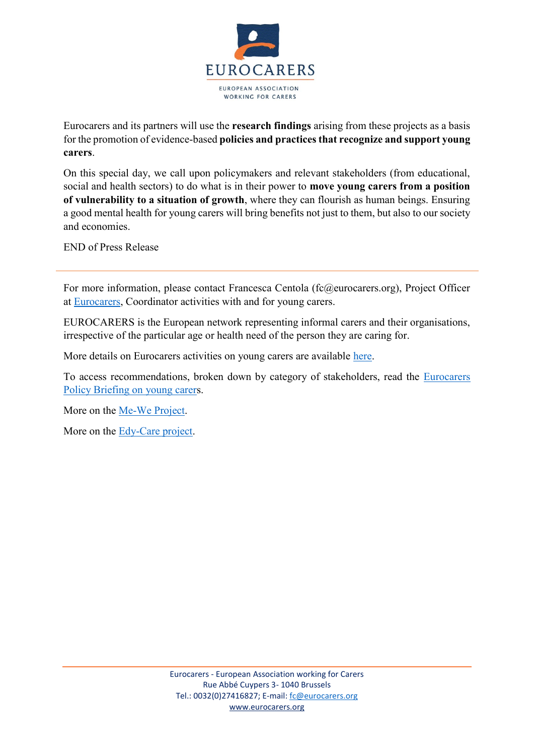Eurocarers and its partners will use the **research findings** arising from these projects as a basis for the promotion of evidence-based **policies and practices that recognize and support young carers**.

On this special day, we call upon policymakers and relevant stakeholders (from educational, social and health sectors) to do what is in their power to **move young carers from a position of vulnerability to a situation of growth**, where they can flourish as human beings. Ensuring a good mental health for young carers will bring benefits not just to them, but also to our society and economies.

END of Press Release

---

For more information, please contact Francesca Centola (fc@eurocarers.org), Project Officer at Eurocarers, Coordinator activities with and for young carers.

EUROCARERS is the European network representing informal carers and their organisations, irrespective of the particular age or health need of the person they are caring for.

More details on Eurocarers activities on young carers are available here.

To access recommendations, broken down by category of stakeholders, read the Eurocarers Policy Briefing on young carers.

More on the Me-We Project.

More on the Edy-Care project.

Eurocarers - European Association working for Carers
Rue Abbé Cuypers 3- 1040 Brussels
Tel.: 0032(0)27416827; E-mail: fc@eurocarers.org
www.eurocarers.org